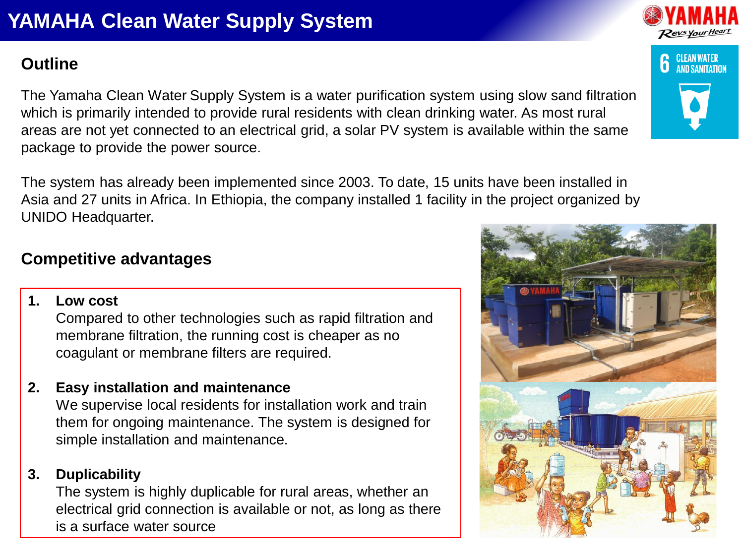# YAMAHA Clean Water Supply System

## Outline

The Yamaha Clean Water Supply System is a water purification system using slow sand filtration which is primarily intended to provide rural residents with clean drinking water. As most rural areas are not yet connected to an electrical grid, a solar PV system is available within the same package to provide the power source.

The system has already been implemented since 2003. To date, 15 units have been installed in Asia and 27 units in Africa. In Ethiopia, the company installed 1 facility in the project organized by UNIDO Headquarter.

## Competitive advantages

1. **Low cost**
   Compared to other technologies such as rapid filtration and membrane filtration, the running cost is cheaper as no coagulant or membrane filters are required.

2. **Easy installation and maintenance**
   We supervise local residents for installation work and train them for ongoing maintenance. The system is designed for simple installation and maintenance.

3. **Duplicability**
   The system is highly duplicable for rural areas, whether an electrical grid connection is available or not, as long as there is a surface water source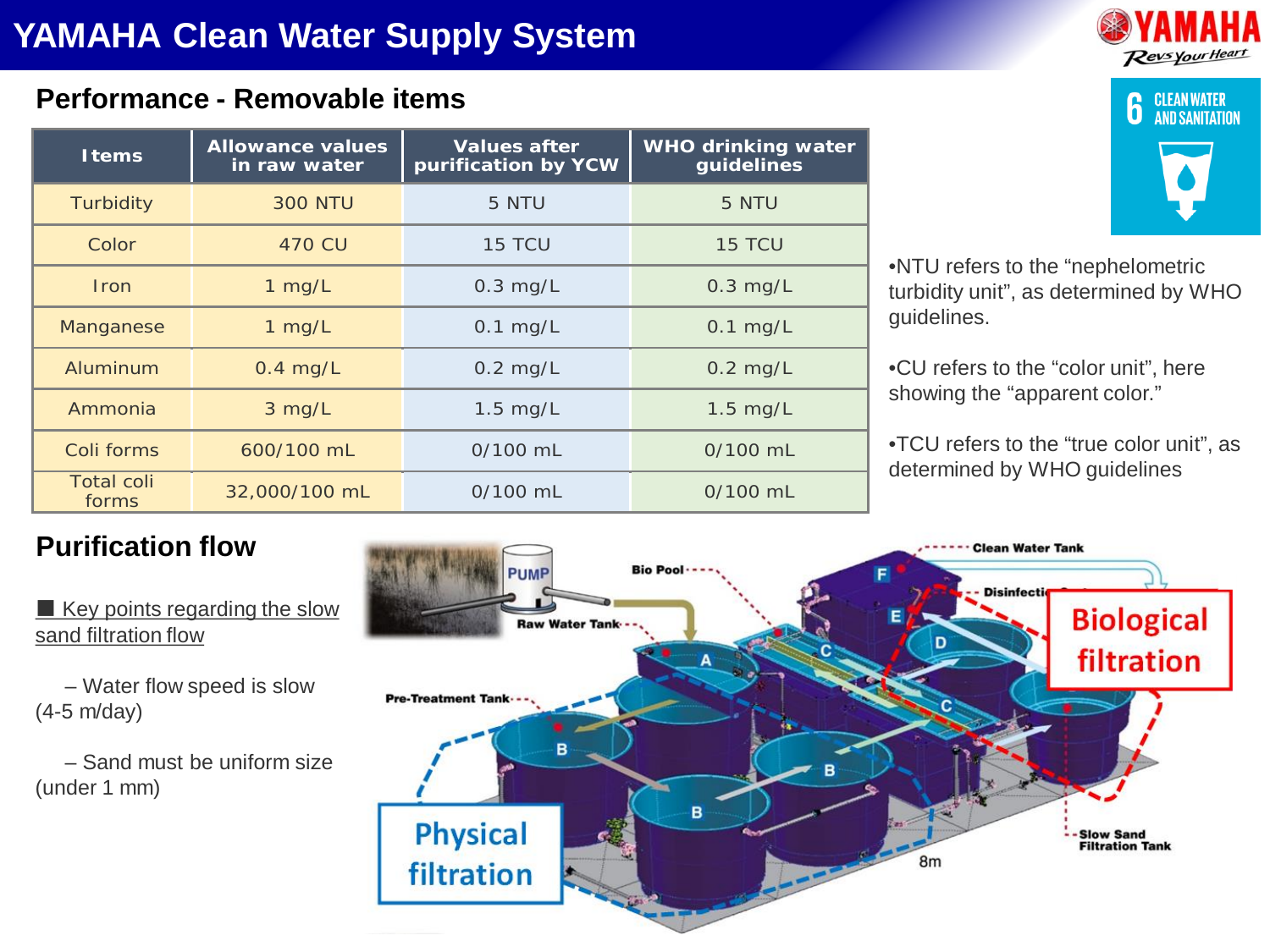# YAMAHA Clean Water Supply System

## Performance - Removable items

| Items | Allowance values in raw water | Values after purification by YCW | WHO drinking water guidelines |
|---|---|---|---|
| Turbidity | 300 NTU | 5 NTU | 5 NTU |
| Color | 470 CU | 15 TCU | 15 TCU |
| Iron | 1 mg/L | 0.3 mg/L | 0.3 mg/L |
| Manganese | 1 mg/L | 0.1 mg/L | 0.1 mg/L |
| Aluminum | 0.4 mg/L | 0.2 mg/L | 0.2 mg/L |
| Ammonia | 3 mg/L | 1.5 mg/L | 1.5 mg/L |
| Coli forms | 600/100 mL | 0/100 mL | 0/100 mL |
| Total coli forms | 32,000/100 mL | 0/100 mL | 0/100 mL |

- NTU refers to the "nephelometric turbidity unit", as determined by WHO guidelines.
- CU refers to the "color unit", here showing the "apparent color."
- TCU refers to the "true color unit", as determined by WHO guidelines

## Purification flow

■ Key points regarding the slow sand filtration flow

– Water flow speed is slow (4-5 m/day)

– Sand must be uniform size (under 1 mm)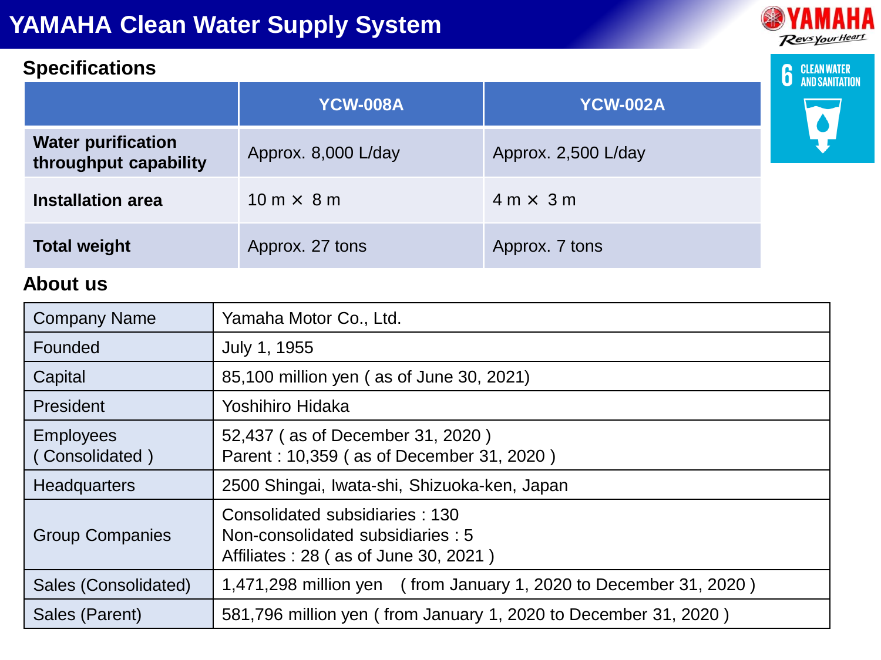# YAMAHA Clean Water Supply System

YAMAHA
Revs Your Heart

6 CLEAN WATER AND SANITATION

## Specifications

| | YCW-008A | YCW-002A |
|---|---|---|
| **Water purification throughput capability** | Approx. 8,000 L/day | Approx. 2,500 L/day |
| **Installation area** | 10 m × 8 m | 4 m × 3 m |
| **Total weight** | Approx. 27 tons | Approx. 7 tons |

## About us

| | |
|---|---|
| Company Name | Yamaha Motor Co., Ltd. |
| Founded | July 1, 1955 |
| Capital | 85,100 million yen ( as of June 30, 2021) |
| President | Yoshihiro Hidaka |
| Employees ( Consolidated ) | 52,437 ( as of December 31, 2020 )<br>Parent : 10,359 ( as of December 31, 2020 ) |
| Headquarters | 2500 Shingai, Iwata-shi, Shizuoka-ken, Japan |
| Group Companies | Consolidated subsidiaries : 130<br>Non-consolidated subsidiaries : 5<br>Affiliates : 28 ( as of June 30, 2021 ) |
| Sales (Consolidated) | 1,471,298 million yen ( from January 1, 2020 to December 31, 2020 ) |
| Sales (Parent) | 581,796 million yen ( from January 1, 2020 to December 31, 2020 ) |